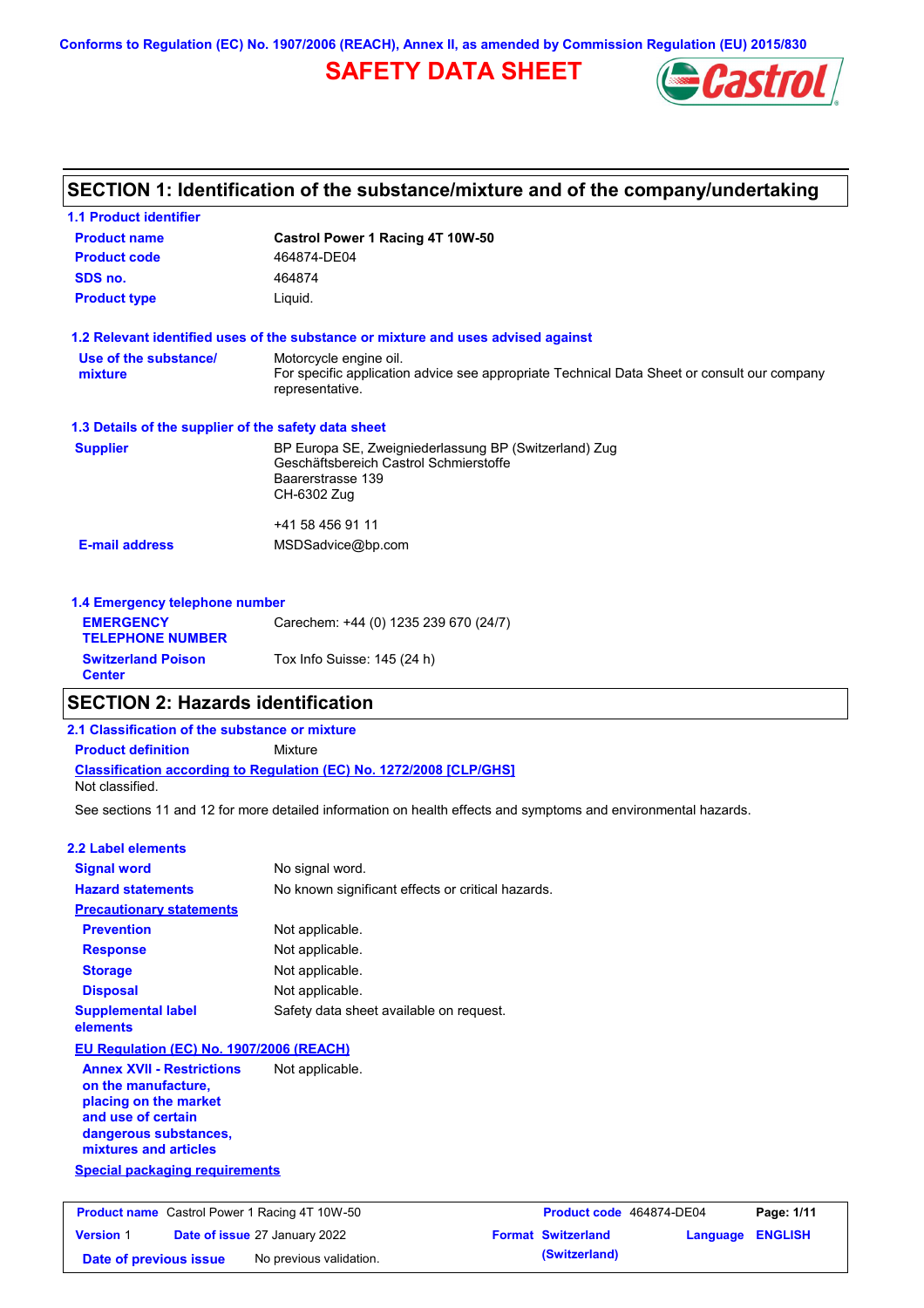Conforms to Regulation (EC) No. 1907/2006 (REACH), Annex II, as amended by Commission Regulation (EU) 2015/830

# SAFETY DATA SHEET

## SECTION 1: Identification of the substance/mixture and of the company/undertaking

### 1.1 Product identifier

| | |
|---|---|
| **Product name** | **Castrol Power 1 Racing 4T 10W-50** |
| **Product code** | 464874-DE04 |
| **SDS no.** | 464874 |
| **Product type** | Liquid. |

### 1.2 Relevant identified uses of the substance or mixture and uses advised against

| | |
|---|---|
| **Use of the substance/ mixture** | Motorcycle engine oil. For specific application advice see appropriate Technical Data Sheet or consult our company representative. |

### 1.3 Details of the supplier of the safety data sheet

| | |
|---|---|
| **Supplier** | BP Europa SE, Zweigniederlassung BP (Switzerland) Zug<br>Geschäftsbereich Castrol Schmierstoffe<br>Baarerstrasse 139<br>CH-6302 Zug<br><br>+41 58 456 91 11 |
| **E-mail address** | MSDSadvice@bp.com |

### 1.4 Emergency telephone number

| | |
|---|---|
| **EMERGENCY TELEPHONE NUMBER** | Carechem: +44 (0) 1235 239 670 (24/7) |
| **Switzerland Poison Center** | Tox Info Suisse: 145 (24 h) |

## SECTION 2: Hazards identification

### 2.1 Classification of the substance or mixture

**Product definition** Mixture

**Classification according to Regulation (EC) No. 1272/2008 [CLP/GHS]**

Not classified.

See sections 11 and 12 for more detailed information on health effects and symptoms and environmental hazards.

### 2.2 Label elements

| | |
|---|---|
| **Signal word** | No signal word. |
| **Hazard statements** | No known significant effects or critical hazards. |
| **Precautionary statements** | |
| **Prevention** | Not applicable. |
| **Response** | Not applicable. |
| **Storage** | Not applicable. |
| **Disposal** | Not applicable. |
| **Supplemental label elements** | Safety data sheet available on request. |

**EU Regulation (EC) No. 1907/2006 (REACH)**

| | |
|---|---|
| **Annex XVII - Restrictions on the manufacture, placing on the market and use of certain dangerous substances, mixtures and articles** | Not applicable. |

**Special packaging requirements**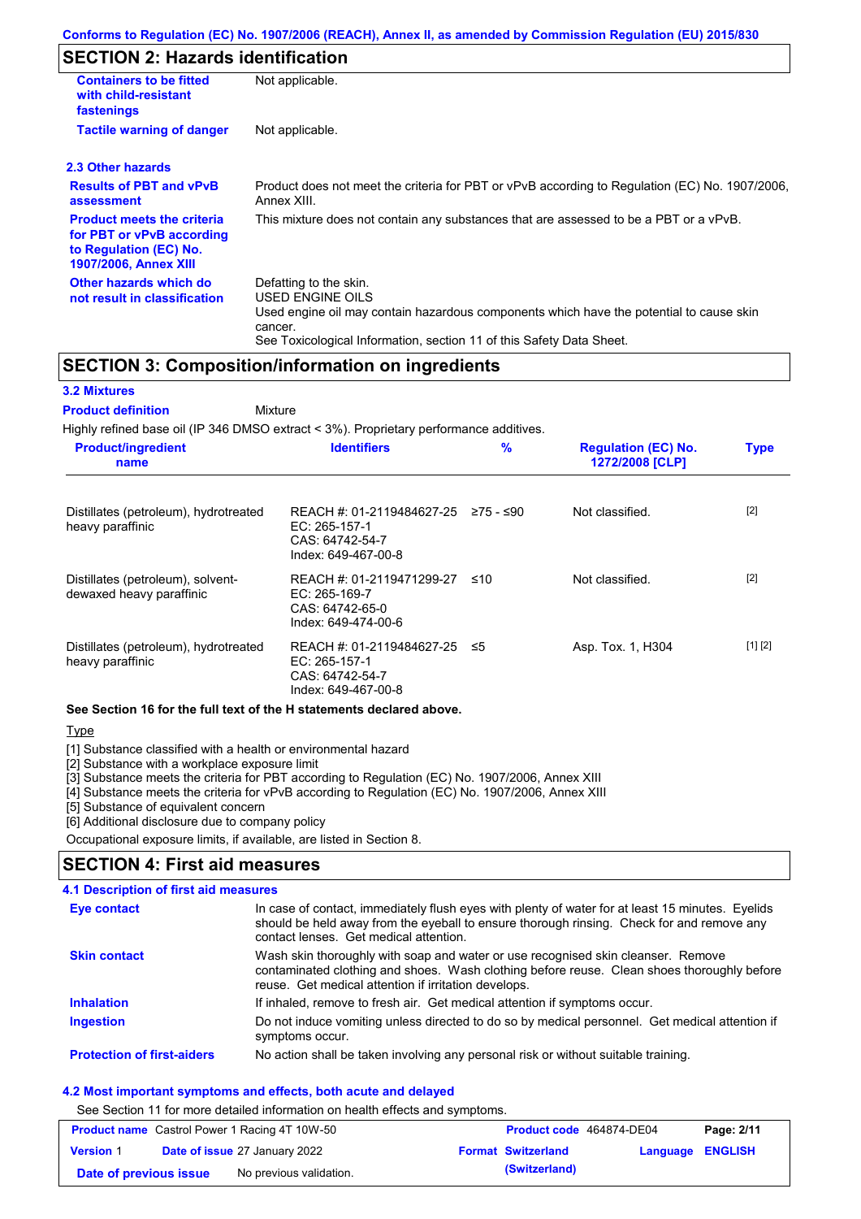## SECTION 2: Hazards identification

| | |
|---|---|
| **Containers to be fitted with child-resistant fastenings** | Not applicable. |
| **Tactile warning of danger** | Not applicable. |

### 2.3 Other hazards

| | |
|---|---|
| **Results of PBT and vPvB assessment** | Product does not meet the criteria for PBT or vPvB according to Regulation (EC) No. 1907/2006, Annex XIII. |
| **Product meets the criteria for PBT or vPvB according to Regulation (EC) No. 1907/2006, Annex XIII** | This mixture does not contain any substances that are assessed to be a PBT or a vPvB. |
| **Other hazards which do not result in classification** | Defatting to the skin.<br>USED ENGINE OILS<br>Used engine oil may contain hazardous components which have the potential to cause skin cancer.<br>See Toxicological Information, section 11 of this Safety Data Sheet. |

## SECTION 3: Composition/information on ingredients

### 3.2 Mixtures

**Product definition** Mixture

Highly refined base oil (IP 346 DMSO extract < 3%). Proprietary performance additives.

| Product/ingredient name | Identifiers | % | Regulation (EC) No. 1272/2008 [CLP] | Type |
|---|---|---|---|---|
| Distillates (petroleum), hydrotreated heavy paraffinic | REACH #: 01-2119484627-25<br>EC: 265-157-1<br>CAS: 64742-54-7<br>Index: 649-467-00-8 | ≥75 - ≤90 | Not classified. | [2] |
| Distillates (petroleum), solvent-dewaxed heavy paraffinic | REACH #: 01-2119471299-27<br>EC: 265-169-7<br>CAS: 64742-65-0<br>Index: 649-474-00-6 | ≤10 | Not classified. | [2] |
| Distillates (petroleum), hydrotreated heavy paraffinic | REACH #: 01-2119484627-25<br>EC: 265-157-1<br>CAS: 64742-54-7<br>Index: 649-467-00-8 | ≤5 | Asp. Tox. 1, H304 | [1] [2] |

**See Section 16 for the full text of the H statements declared above.**

Type

[1] Substance classified with a health or environmental hazard
[2] Substance with a workplace exposure limit
[3] Substance meets the criteria for PBT according to Regulation (EC) No. 1907/2006, Annex XIII
[4] Substance meets the criteria for vPvB according to Regulation (EC) No. 1907/2006, Annex XIII
[5] Substance of equivalent concern
[6] Additional disclosure due to company policy

Occupational exposure limits, if available, are listed in Section 8.

## SECTION 4: First aid measures

### 4.1 Description of first aid measures

| | |
|---|---|
| **Eye contact** | In case of contact, immediately flush eyes with plenty of water for at least 15 minutes. Eyelids should be held away from the eyeball to ensure thorough rinsing. Check for and remove any contact lenses. Get medical attention. |
| **Skin contact** | Wash skin thoroughly with soap and water or use recognised skin cleanser. Remove contaminated clothing and shoes. Wash clothing before reuse. Clean shoes thoroughly before reuse. Get medical attention if irritation develops. |
| **Inhalation** | If inhaled, remove to fresh air. Get medical attention if symptoms occur. |
| **Ingestion** | Do not induce vomiting unless directed to do so by medical personnel. Get medical attention if symptoms occur. |
| **Protection of first-aiders** | No action shall be taken involving any personal risk or without suitable training. |

### 4.2 Most important symptoms and effects, both acute and delayed

See Section 11 for more detailed information on health effects and symptoms.

| | | | |
|---|---|---|---|
| **Product name** Castrol Power 1 Racing 4T 10W-50 | | **Product code** 464874-DE04 | |
| **Version** 1 | **Date of issue** 27 January 2022 | **Format** Switzerland (Switzerland) | **Language** ENGLISH |
| **Date of previous issue** | No previous validation. | | |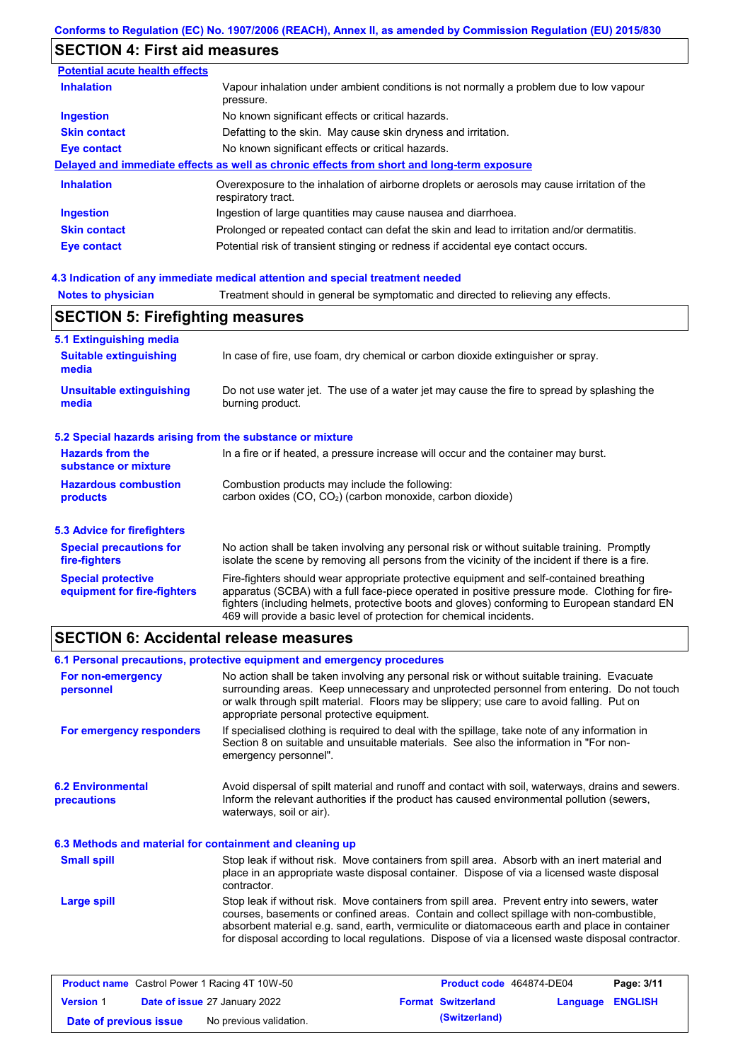## SECTION 4: First aid measures

**Potential acute health effects**

| | |
|---|---|
| **Inhalation** | Vapour inhalation under ambient conditions is not normally a problem due to low vapour pressure. |
| **Ingestion** | No known significant effects or critical hazards. |
| **Skin contact** | Defatting to the skin. May cause skin dryness and irritation. |
| **Eye contact** | No known significant effects or critical hazards. |

**Delayed and immediate effects as well as chronic effects from short and long-term exposure**

| | |
|---|---|
| **Inhalation** | Overexposure to the inhalation of airborne droplets or aerosols may cause irritation of the respiratory tract. |
| **Ingestion** | Ingestion of large quantities may cause nausea and diarrhoea. |
| **Skin contact** | Prolonged or repeated contact can defat the skin and lead to irritation and/or dermatitis. |
| **Eye contact** | Potential risk of transient stinging or redness if accidental eye contact occurs. |

### 4.3 Indication of any immediate medical attention and special treatment needed

| | |
|---|---|
| **Notes to physician** | Treatment should in general be symptomatic and directed to relieving any effects. |

## SECTION 5: Firefighting measures

### 5.1 Extinguishing media

| | |
|---|---|
| **Suitable extinguishing media** | In case of fire, use foam, dry chemical or carbon dioxide extinguisher or spray. |
| **Unsuitable extinguishing media** | Do not use water jet. The use of a water jet may cause the fire to spread by splashing the burning product. |

### 5.2 Special hazards arising from the substance or mixture

| | |
|---|---|
| **Hazards from the substance or mixture** | In a fire or if heated, a pressure increase will occur and the container may burst. |
| **Hazardous combustion products** | Combustion products may include the following: carbon oxides (CO, $CO_2$) (carbon monoxide, carbon dioxide) |

### 5.3 Advice for firefighters

| | |
|---|---|
| **Special precautions for fire-fighters** | No action shall be taken involving any personal risk or without suitable training. Promptly isolate the scene by removing all persons from the vicinity of the incident if there is a fire. |
| **Special protective equipment for fire-fighters** | Fire-fighters should wear appropriate protective equipment and self-contained breathing apparatus (SCBA) with a full face-piece operated in positive pressure mode. Clothing for fire-fighters (including helmets, protective boots and gloves) conforming to European standard EN 469 will provide a basic level of protection for chemical incidents. |

## SECTION 6: Accidental release measures

### 6.1 Personal precautions, protective equipment and emergency procedures

| | |
|---|---|
| **For non-emergency personnel** | No action shall be taken involving any personal risk or without suitable training. Evacuate surrounding areas. Keep unnecessary and unprotected personnel from entering. Do not touch or walk through spilt material. Floors may be slippery; use care to avoid falling. Put on appropriate personal protective equipment. |
| **For emergency responders** | If specialised clothing is required to deal with the spillage, take note of any information in Section 8 on suitable and unsuitable materials. See also the information in "For non-emergency personnel". |

| | |
|---|---|
| **6.2 Environmental precautions** | Avoid dispersal of spilt material and runoff and contact with soil, waterways, drains and sewers. Inform the relevant authorities if the product has caused environmental pollution (sewers, waterways, soil or air). |

### 6.3 Methods and material for containment and cleaning up

| | |
|---|---|
| **Small spill** | Stop leak if without risk. Move containers from spill area. Absorb with an inert material and place in an appropriate waste disposal container. Dispose of via a licensed waste disposal contractor. |
| **Large spill** | Stop leak if without risk. Move containers from spill area. Prevent entry into sewers, water courses, basements or confined areas. Contain and collect spillage with non-combustible, absorbent material e.g. sand, earth, vermiculite or diatomaceous earth and place in container for disposal according to local regulations. Dispose of via a licensed waste disposal contractor. |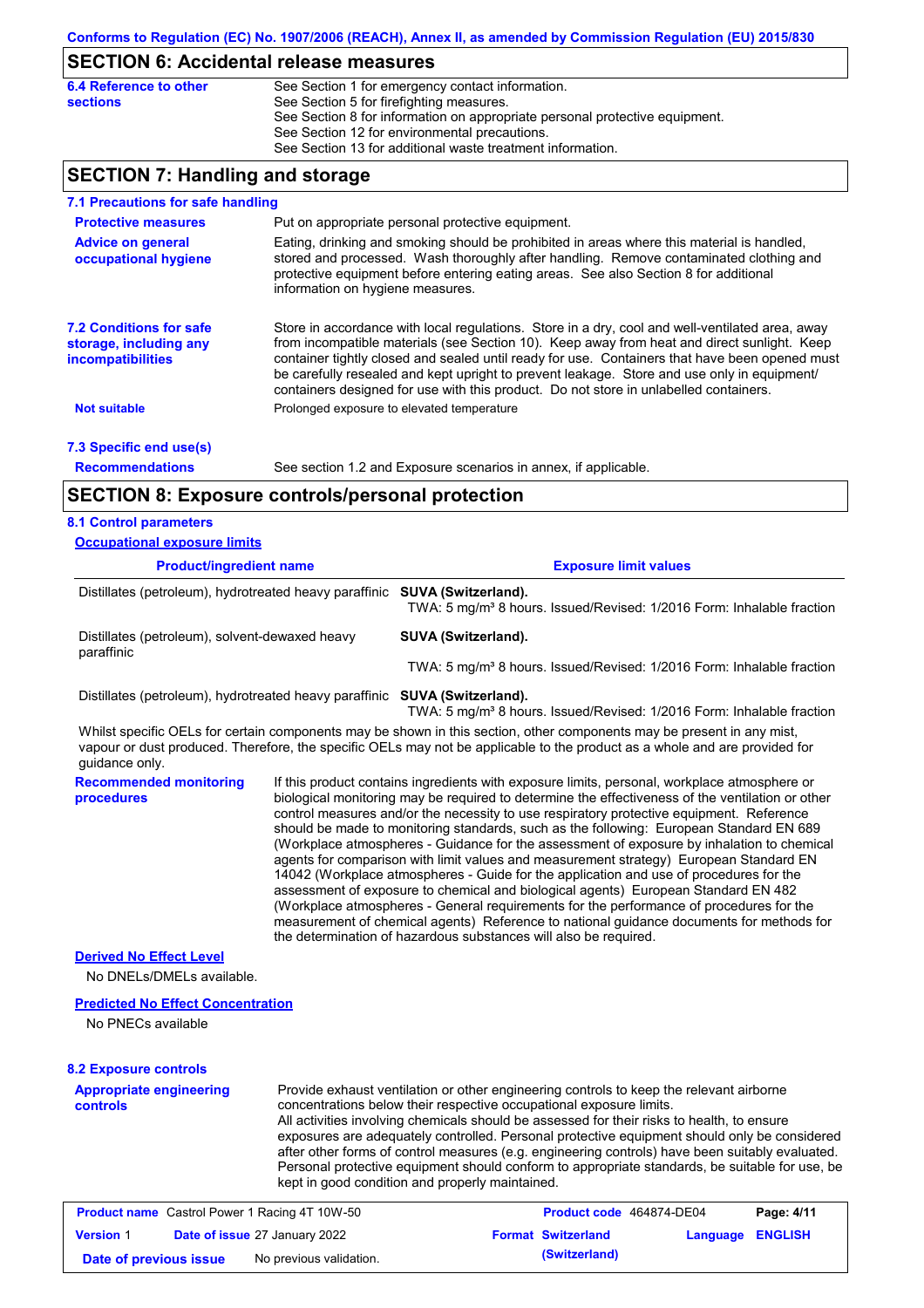## SECTION 6: Accidental release measures

**6.4 Reference to other sections**

See Section 1 for emergency contact information.
See Section 5 for firefighting measures.
See Section 8 for information on appropriate personal protective equipment.
See Section 12 for environmental precautions.
See Section 13 for additional waste treatment information.

## SECTION 7: Handling and storage

### 7.1 Precautions for safe handling

**Protective measures**

Put on appropriate personal protective equipment.

**Advice on general occupational hygiene**

Eating, drinking and smoking should be prohibited in areas where this material is handled, stored and processed. Wash thoroughly after handling. Remove contaminated clothing and protective equipment before entering eating areas. See also Section 8 for additional information on hygiene measures.

### 7.2 Conditions for safe storage, including any incompatibilities

Store in accordance with local regulations. Store in a dry, cool and well-ventilated area, away from incompatible materials (see Section 10). Keep away from heat and direct sunlight. Keep container tightly closed and sealed until ready for use. Containers that have been opened must be carefully resealed and kept upright to prevent leakage. Store and use only in equipment/ containers designed for use with this product. Do not store in unlabelled containers.

**Not suitable**

Prolonged exposure to elevated temperature

### 7.3 Specific end use(s)

**Recommendations**

See section 1.2 and Exposure scenarios in annex, if applicable.

## SECTION 8: Exposure controls/personal protection

### 8.1 Control parameters

**Occupational exposure limits**

| Product/ingredient name | Exposure limit values |
|---|---|
| Distillates (petroleum), hydrotreated heavy paraffinic | **SUVA (Switzerland).** TWA: 5 mg/m³ 8 hours. Issued/Revised: 1/2016 Form: Inhalable fraction |
| Distillates (petroleum), solvent-dewaxed heavy paraffinic | **SUVA (Switzerland).** TWA: 5 mg/m³ 8 hours. Issued/Revised: 1/2016 Form: Inhalable fraction |
| Distillates (petroleum), hydrotreated heavy paraffinic | **SUVA (Switzerland).** TWA: 5 mg/m³ 8 hours. Issued/Revised: 1/2016 Form: Inhalable fraction |

Whilst specific OELs for certain components may be shown in this section, other components may be present in any mist, vapour or dust produced. Therefore, the specific OELs may not be applicable to the product as a whole and are provided for guidance only.

**Recommended monitoring procedures**

If this product contains ingredients with exposure limits, personal, workplace atmosphere or biological monitoring may be required to determine the effectiveness of the ventilation or other control measures and/or the necessity to use respiratory protective equipment. Reference should be made to monitoring standards, such as the following: European Standard EN 689 (Workplace atmospheres - Guidance for the assessment of exposure by inhalation to chemical agents for comparison with limit values and measurement strategy) European Standard EN 14042 (Workplace atmospheres - Guide for the application and use of procedures for the assessment of exposure to chemical and biological agents) European Standard EN 482 (Workplace atmospheres - General requirements for the performance of procedures for the measurement of chemical agents) Reference to national guidance documents for methods for the determination of hazardous substances will also be required.

**Derived No Effect Level**

No DNELs/DMELs available.

**Predicted No Effect Concentration**

No PNECs available

### 8.2 Exposure controls

**Appropriate engineering controls**

Provide exhaust ventilation or other engineering controls to keep the relevant airborne concentrations below their respective occupational exposure limits.
All activities involving chemicals should be assessed for their risks to health, to ensure exposures are adequately controlled. Personal protective equipment should only be considered after other forms of control measures (e.g. engineering controls) have been suitably evaluated. Personal protective equipment should conform to appropriate standards, be suitable for use, be kept in good condition and properly maintained.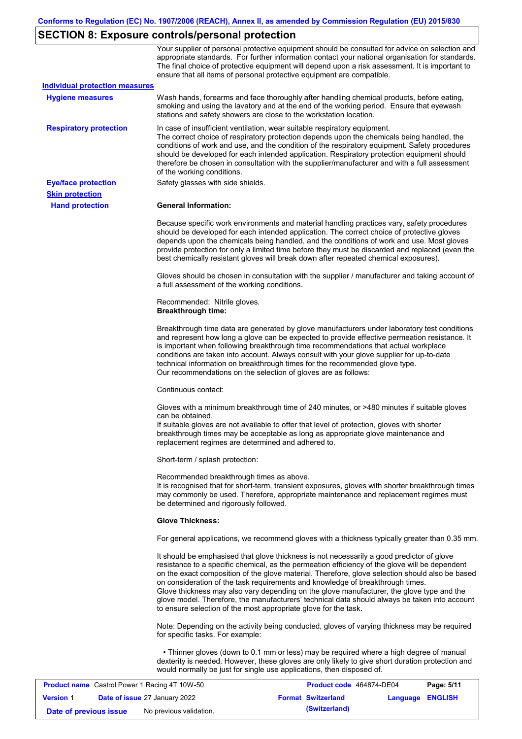## SECTION 8: Exposure controls/personal protection

Your supplier of personal protective equipment should be consulted for advice on selection and appropriate standards. For further information contact your national organisation for standards. The final choice of protective equipment will depend upon a risk assessment. It is important to ensure that all items of personal protective equipment are compatible.

**Individual protection measures**

**Hygiene measures**

Wash hands, forearms and face thoroughly after handling chemical products, before eating, smoking and using the lavatory and at the end of the working period. Ensure that eyewash stations and safety showers are close to the workstation location.

**Respiratory protection**

In case of insufficient ventilation, wear suitable respiratory equipment.
The correct choice of respiratory protection depends upon the chemicals being handled, the conditions of work and use, and the condition of the respiratory equipment. Safety procedures should be developed for each intended application. Respiratory protection equipment should therefore be chosen in consultation with the supplier/manufacturer and with a full assessment of the working conditions.

**Eye/face protection**

Safety glasses with side shields.

**Skin protection**

**Hand protection**

**General Information:**

Because specific work environments and material handling practices vary, safety procedures should be developed for each intended application. The correct choice of protective gloves depends upon the chemicals being handled, and the conditions of work and use. Most gloves provide protection for only a limited time before they must be discarded and replaced (even the best chemically resistant gloves will break down after repeated chemical exposures).

Gloves should be chosen in consultation with the supplier / manufacturer and taking account of a full assessment of the working conditions.

Recommended: Nitrile gloves.
**Breakthrough time:**

Breakthrough time data are generated by glove manufacturers under laboratory test conditions and represent how long a glove can be expected to provide effective permeation resistance. It is important when following breakthrough time recommendations that actual workplace conditions are taken into account. Always consult with your glove supplier for up-to-date technical information on breakthrough times for the recommended glove type.
Our recommendations on the selection of gloves are as follows:

Continuous contact:

Gloves with a minimum breakthrough time of 240 minutes, or >480 minutes if suitable gloves can be obtained.
If suitable gloves are not available to offer that level of protection, gloves with shorter breakthrough times may be acceptable as long as appropriate glove maintenance and replacement regimes are determined and adhered to.

Short-term / splash protection:

Recommended breakthrough times as above.
It is recognised that for short-term, transient exposures, gloves with shorter breakthrough times may commonly be used. Therefore, appropriate maintenance and replacement regimes must be determined and rigorously followed.

**Glove Thickness:**

For general applications, we recommend gloves with a thickness typically greater than 0.35 mm.

It should be emphasised that glove thickness is not necessarily a good predictor of glove resistance to a specific chemical, as the permeation efficiency of the glove will be dependent on the exact composition of the glove material. Therefore, glove selection should also be based on consideration of the task requirements and knowledge of breakthrough times.
Glove thickness may also vary depending on the glove manufacturer, the glove type and the glove model. Therefore, the manufacturers' technical data should always be taken into account to ensure selection of the most appropriate glove for the task.

Note: Depending on the activity being conducted, gloves of varying thickness may be required for specific tasks. For example:

• Thinner gloves (down to 0.1 mm or less) may be required where a high degree of manual dexterity is needed. However, these gloves are only likely to give short duration protection and would normally be just for single use applications, then disposed of.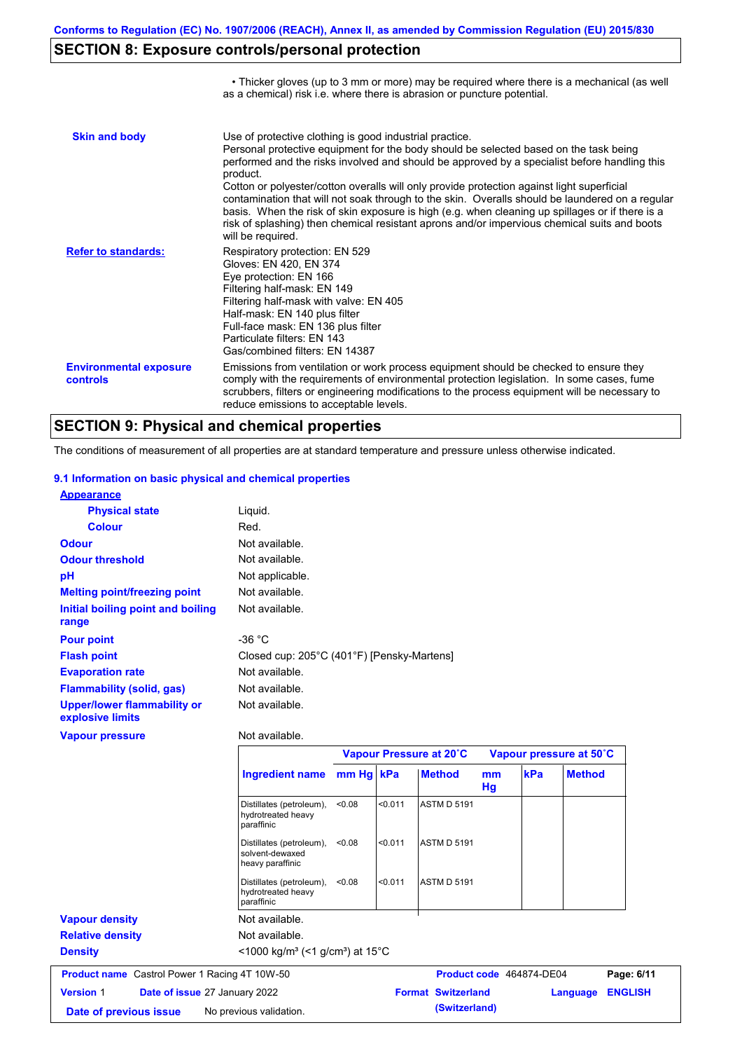## SECTION 8: Exposure controls/personal protection

• Thicker gloves (up to 3 mm or more) may be required where there is a mechanical (as well as a chemical) risk i.e. where there is abrasion or puncture potential.

**Skin and body**

Use of protective clothing is good industrial practice.
Personal protective equipment for the body should be selected based on the task being performed and the risks involved and should be approved by a specialist before handling this product.
Cotton or polyester/cotton overalls will only provide protection against light superficial contamination that will not soak through to the skin. Overalls should be laundered on a regular basis. When the risk of skin exposure is high (e.g. when cleaning up spillages or if there is a risk of splashing) then chemical resistant aprons and/or impervious chemical suits and boots will be required.

**Refer to standards:**

Respiratory protection: EN 529
Gloves: EN 420, EN 374
Eye protection: EN 166
Filtering half-mask: EN 149
Filtering half-mask with valve: EN 405
Half-mask: EN 140 plus filter
Full-face mask: EN 136 plus filter
Particulate filters: EN 143
Gas/combined filters: EN 14387

**Environmental exposure controls**

Emissions from ventilation or work process equipment should be checked to ensure they comply with the requirements of environmental protection legislation. In some cases, fume scrubbers, filters or engineering modifications to the process equipment will be necessary to reduce emissions to acceptable levels.

## SECTION 9: Physical and chemical properties

The conditions of measurement of all properties are at standard temperature and pressure unless otherwise indicated.

### 9.1 Information on basic physical and chemical properties

**Appearance**

| | |
|---|---|
| **Physical state** | Liquid. |
| **Colour** | Red. |
| **Odour** | Not available. |
| **Odour threshold** | Not available. |
| **pH** | Not applicable. |
| **Melting point/freezing point** | Not available. |
| **Initial boiling point and boiling range** | Not available. |
| **Pour point** | -36 °C |
| **Flash point** | Closed cup: 205°C (401°F) [Pensky-Martens] |
| **Evaporation rate** | Not available. |
| **Flammability (solid, gas)** | Not available. |
| **Upper/lower flammability or explosive limits** | Not available. |
| **Vapour pressure** | Not available. |

| | Vapour Pressure at 20˚C | | | Vapour pressure at 50˚C | | |
|---|---|---|---|---|---|---|
| **Ingredient name** | **mm Hg** | **kPa** | **Method** | **mm Hg** | **kPa** | **Method** |
| Distillates (petroleum), hydrotreated heavy paraffinic | <0.08 | <0.011 | ASTM D 5191 | | | |
| Distillates (petroleum), solvent-dewaxed heavy paraffinic | <0.08 | <0.011 | ASTM D 5191 | | | |
| Distillates (petroleum), hydrotreated heavy paraffinic | <0.08 | <0.011 | ASTM D 5191 | | | |

| | |
|---|---|
| **Vapour density** | Not available. |
| **Relative density** | Not available. |
| **Density** | <1000 kg/m³ (<1 g/cm³) at 15°C |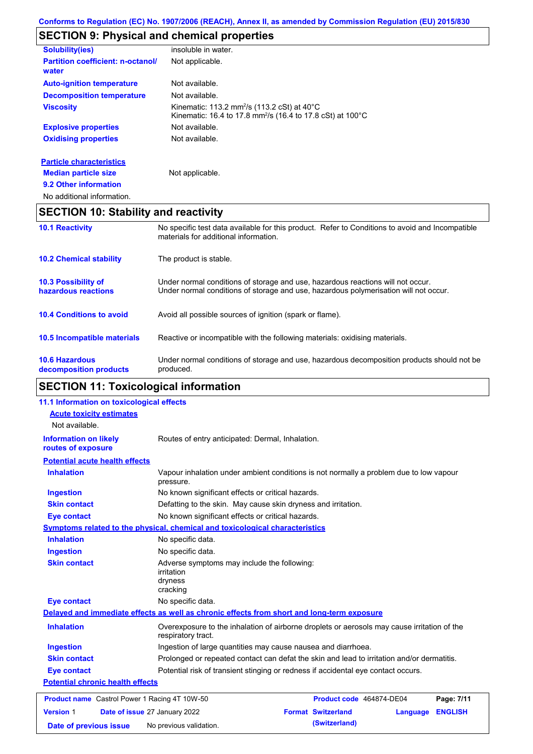## SECTION 9: Physical and chemical properties

| | |
|---|---|
| **Solubility(ies)** | insoluble in water. |
| **Partition coefficient: n-octanol/ water** | Not applicable. |
| **Auto-ignition temperature** | Not available. |
| **Decomposition temperature** | Not available. |
| **Viscosity** | Kinematic: 113.2 $mm^2/s$ (113.2 cSt) at 40°C<br>Kinematic: 16.4 to 17.8 $mm^2/s$ (16.4 to 17.8 cSt) at 100°C |
| **Explosive properties** | Not available. |
| **Oxidising properties** | Not available. |

**Particle characteristics**

| | |
|---|---|
| **Median particle size** | Not applicable. |

**9.2 Other information**

No additional information.

## SECTION 10: Stability and reactivity

| | |
|---|---|
| **10.1 Reactivity** | No specific test data available for this product. Refer to Conditions to avoid and Incompatible materials for additional information. |
| **10.2 Chemical stability** | The product is stable. |
| **10.3 Possibility of hazardous reactions** | Under normal conditions of storage and use, hazardous reactions will not occur.<br>Under normal conditions of storage and use, hazardous polymerisation will not occur. |
| **10.4 Conditions to avoid** | Avoid all possible sources of ignition (spark or flame). |
| **10.5 Incompatible materials** | Reactive or incompatible with the following materials: oxidising materials. |
| **10.6 Hazardous decomposition products** | Under normal conditions of storage and use, hazardous decomposition products should not be produced. |

## SECTION 11: Toxicological information

**11.1 Information on toxicological effects**

**Acute toxicity estimates**

Not available.

| | |
|---|---|
| **Information on likely routes of exposure** | Routes of entry anticipated: Dermal, Inhalation. |

**Potential acute health effects**

| | |
|---|---|
| **Inhalation** | Vapour inhalation under ambient conditions is not normally a problem due to low vapour pressure. |
| **Ingestion** | No known significant effects or critical hazards. |
| **Skin contact** | Defatting to the skin. May cause skin dryness and irritation. |
| **Eye contact** | No known significant effects or critical hazards. |

**Symptoms related to the physical, chemical and toxicological characteristics**

| | |
|---|---|
| **Inhalation** | No specific data. |
| **Ingestion** | No specific data. |
| **Skin contact** | Adverse symptoms may include the following:<br>irritation<br>dryness<br>cracking |
| **Eye contact** | No specific data. |

**Delayed and immediate effects as well as chronic effects from short and long-term exposure**

| | |
|---|---|
| **Inhalation** | Overexposure to the inhalation of airborne droplets or aerosols may cause irritation of the respiratory tract. |
| **Ingestion** | Ingestion of large quantities may cause nausea and diarrhoea. |
| **Skin contact** | Prolonged or repeated contact can defat the skin and lead to irritation and/or dermatitis. |
| **Eye contact** | Potential risk of transient stinging or redness if accidental eye contact occurs. |

**Potential chronic health effects**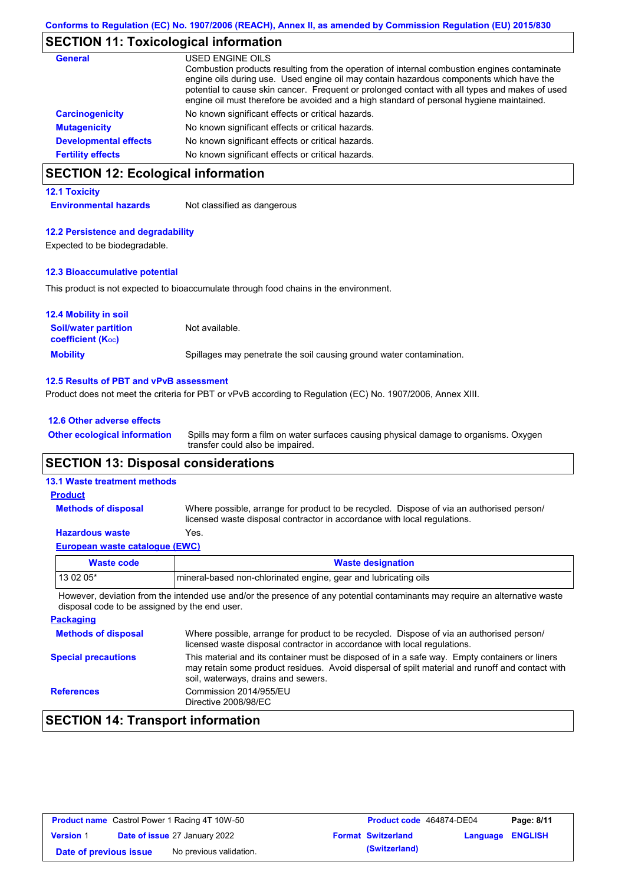## SECTION 11: Toxicological information

**General**

USED ENGINE OILS

Combustion products resulting from the operation of internal combustion engines contaminate engine oils during use. Used engine oil may contain hazardous components which have the potential to cause skin cancer. Frequent or prolonged contact with all types and makes of used engine oil must therefore be avoided and a high standard of personal hygiene maintained.

**Carcinogenicity** No known significant effects or critical hazards.

**Mutagenicity** No known significant effects or critical hazards.

**Developmental effects** No known significant effects or critical hazards.

**Fertility effects** No known significant effects or critical hazards.

## SECTION 12: Ecological information

### 12.1 Toxicity

**Environmental hazards** Not classified as dangerous

### 12.2 Persistence and degradability

Expected to be biodegradable.

### 12.3 Bioaccumulative potential

This product is not expected to bioaccumulate through food chains in the environment.

### 12.4 Mobility in soil

**Soil/water partition coefficient ($K_{OC}$)** Not available.

**Mobility** Spillages may penetrate the soil causing ground water contamination.

### 12.5 Results of PBT and vPvB assessment

Product does not meet the criteria for PBT or vPvB according to Regulation (EC) No. 1907/2006, Annex XIII.

### 12.6 Other adverse effects

**Other ecological information** Spills may form a film on water surfaces causing physical damage to organisms. Oxygen transfer could also be impaired.

## SECTION 13: Disposal considerations

### 13.1 Waste treatment methods

**Product**

**Methods of disposal** Where possible, arrange for product to be recycled. Dispose of via an authorised person/ licensed waste disposal contractor in accordance with local regulations.

**Hazardous waste** Yes.

**European waste catalogue (EWC)**

| Waste code | Waste designation |
|---|---|
| 13 02 05* | mineral-based non-chlorinated engine, gear and lubricating oils |

However, deviation from the intended use and/or the presence of any potential contaminants may require an alternative waste disposal code to be assigned by the end user.

**Packaging**

**Methods of disposal** Where possible, arrange for product to be recycled. Dispose of via an authorised person/ licensed waste disposal contractor in accordance with local regulations.

**Special precautions** This material and its container must be disposed of in a safe way. Empty containers or liners may retain some product residues. Avoid dispersal of spilt material and runoff and contact with soil, waterways, drains and sewers.

**References** Commission 2014/955/EU
Directive 2008/98/EC

## SECTION 14: Transport information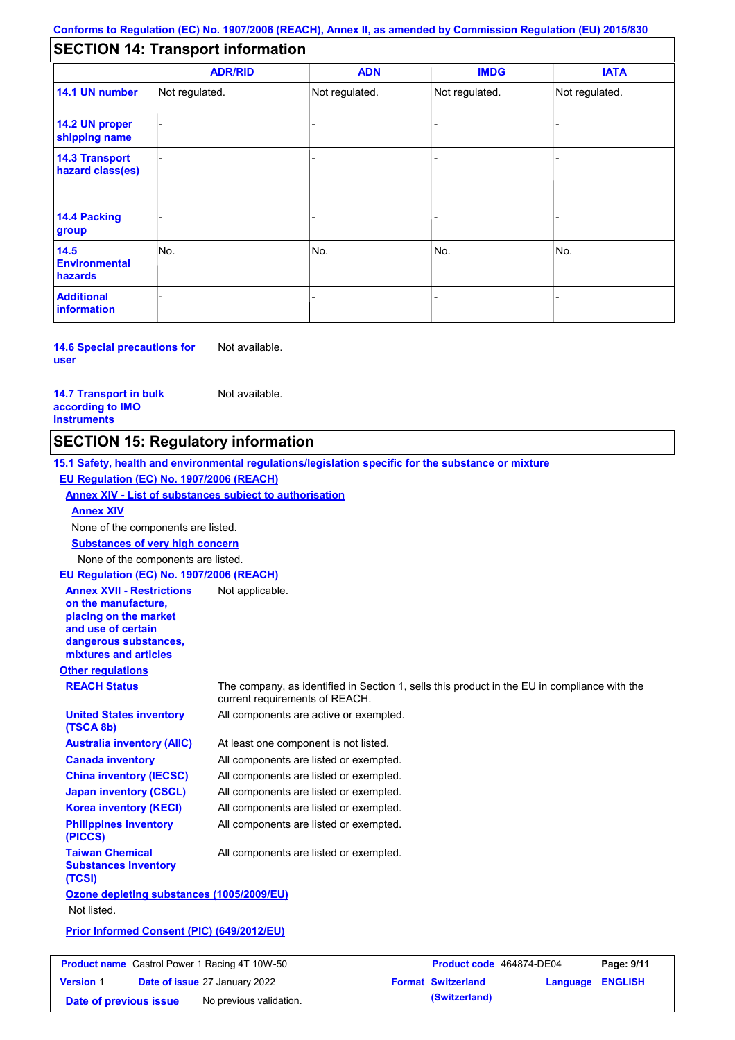## SECTION 14: Transport information

| | ADR/RID | ADN | IMDG | IATA |
|---|---|---|---|---|
| **14.1 UN number** | Not regulated. | Not regulated. | Not regulated. | Not regulated. |
| **14.2 UN proper shipping name** | - | - | - | - |
| **14.3 Transport hazard class(es)** | - | - | - | - |
| **14.4 Packing group** | - | - | - | - |
| **14.5 Environmental hazards** | No. | No. | No. | No. |
| **Additional information** | - | - | - | - |

**14.6 Special precautions for user** Not available.

**14.7 Transport in bulk according to IMO instruments** Not available.

## SECTION 15: Regulatory information

**15.1 Safety, health and environmental regulations/legislation specific for the substance or mixture**

**EU Regulation (EC) No. 1907/2006 (REACH)**

**Annex XIV - List of substances subject to authorisation**

**Annex XIV**

None of the components are listed.

**Substances of very high concern**

None of the components are listed.

**EU Regulation (EC) No. 1907/2006 (REACH)**

**Annex XVII - Restrictions on the manufacture, placing on the market and use of certain dangerous substances, mixtures and articles** Not applicable.

**Other regulations**

**REACH Status** The company, as identified in Section 1, sells this product in the EU in compliance with the current requirements of REACH.

**United States inventory (TSCA 8b)** All components are active or exempted.

**Australia inventory (AIIC)** At least one component is not listed.

**Canada inventory** All components are listed or exempted.

**China inventory (IECSC)** All components are listed or exempted.

**Japan inventory (CSCL)** All components are listed or exempted.

**Korea inventory (KECI)** All components are listed or exempted.

**Philippines inventory (PICCS)** All components are listed or exempted.

**Taiwan Chemical Substances Inventory (TCSI)** All components are listed or exempted.

**Ozone depleting substances (1005/2009/EU)**

Not listed.

**Prior Informed Consent (PIC) (649/2012/EU)**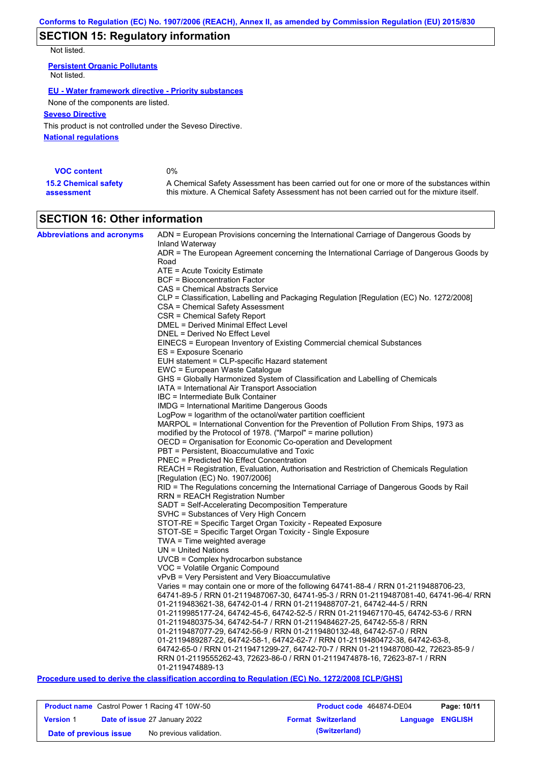## SECTION 15: Regulatory information

Not listed.

**Persistent Organic Pollutants**

Not listed.

**EU - Water framework directive - Priority substances**

None of the components are listed.

**Seveso Directive**

This product is not controlled under the Seveso Directive.

**National regulations**

| | |
|---|---|
| **VOC content** | 0% |
| **15.2 Chemical safety assessment** | A Chemical Safety Assessment has been carried out for one or more of the substances within this mixture. A Chemical Safety Assessment has not been carried out for the mixture itself. |

## SECTION 16: Other information

**Abbreviations and acronyms**

ADN = European Provisions concerning the International Carriage of Dangerous Goods by Inland Waterway
ADR = The European Agreement concerning the International Carriage of Dangerous Goods by Road
ATE = Acute Toxicity Estimate
BCF = Bioconcentration Factor
CAS = Chemical Abstracts Service
CLP = Classification, Labelling and Packaging Regulation [Regulation (EC) No. 1272/2008]
CSA = Chemical Safety Assessment
CSR = Chemical Safety Report
DMEL = Derived Minimal Effect Level
DNEL = Derived No Effect Level
EINECS = European Inventory of Existing Commercial chemical Substances
ES = Exposure Scenario
EUH statement = CLP-specific Hazard statement
EWC = European Waste Catalogue
GHS = Globally Harmonized System of Classification and Labelling of Chemicals
IATA = International Air Transport Association
IBC = Intermediate Bulk Container
IMDG = International Maritime Dangerous Goods
LogPow = logarithm of the octanol/water partition coefficient
MARPOL = International Convention for the Prevention of Pollution From Ships, 1973 as modified by the Protocol of 1978. ("Marpol" = marine pollution)
OECD = Organisation for Economic Co-operation and Development
PBT = Persistent, Bioaccumulative and Toxic
PNEC = Predicted No Effect Concentration
REACH = Registration, Evaluation, Authorisation and Restriction of Chemicals Regulation [Regulation (EC) No. 1907/2006]
RID = The Regulations concerning the International Carriage of Dangerous Goods by Rail
RRN = REACH Registration Number
SADT = Self-Accelerating Decomposition Temperature
SVHC = Substances of Very High Concern
STOT-RE = Specific Target Organ Toxicity - Repeated Exposure
STOT-SE = Specific Target Organ Toxicity - Single Exposure
TWA = Time weighted average
UN = United Nations
UVCB = Complex hydrocarbon substance
VOC = Volatile Organic Compound
vPvB = Very Persistent and Very Bioaccumulative
Varies = may contain one or more of the following 64741-88-4 / RRN 01-2119488706-23, 64741-89-5 / RRN 01-2119487067-30, 64741-95-3 / RRN 01-2119487081-40, 64741-96-4/ RRN 01-2119483621-38, 64742-01-4 / RRN 01-2119488707-21, 64742-44-5 / RRN 01-2119985177-24, 64742-45-6, 64742-52-5 / RRN 01-2119467170-45, 64742-53-6 / RRN 01-2119480375-34, 64742-54-7 / RRN 01-2119484627-25, 64742-55-8 / RRN 01-2119487077-29, 64742-56-9 / RRN 01-2119480132-48, 64742-57-0 / RRN 01-2119489287-22, 64742-58-1, 64742-62-7 / RRN 01-2119480472-38, 64742-63-8, 64742-65-0 / RRN 01-2119471299-27, 64742-70-7 / RRN 01-2119487080-42, 72623-85-9 / RRN 01-2119555262-43, 72623-86-0 / RRN 01-2119474878-16, 72623-87-1 / RRN 01-2119474889-13

**Procedure used to derive the classification according to Regulation (EC) No. 1272/2008 [CLP/GHS]**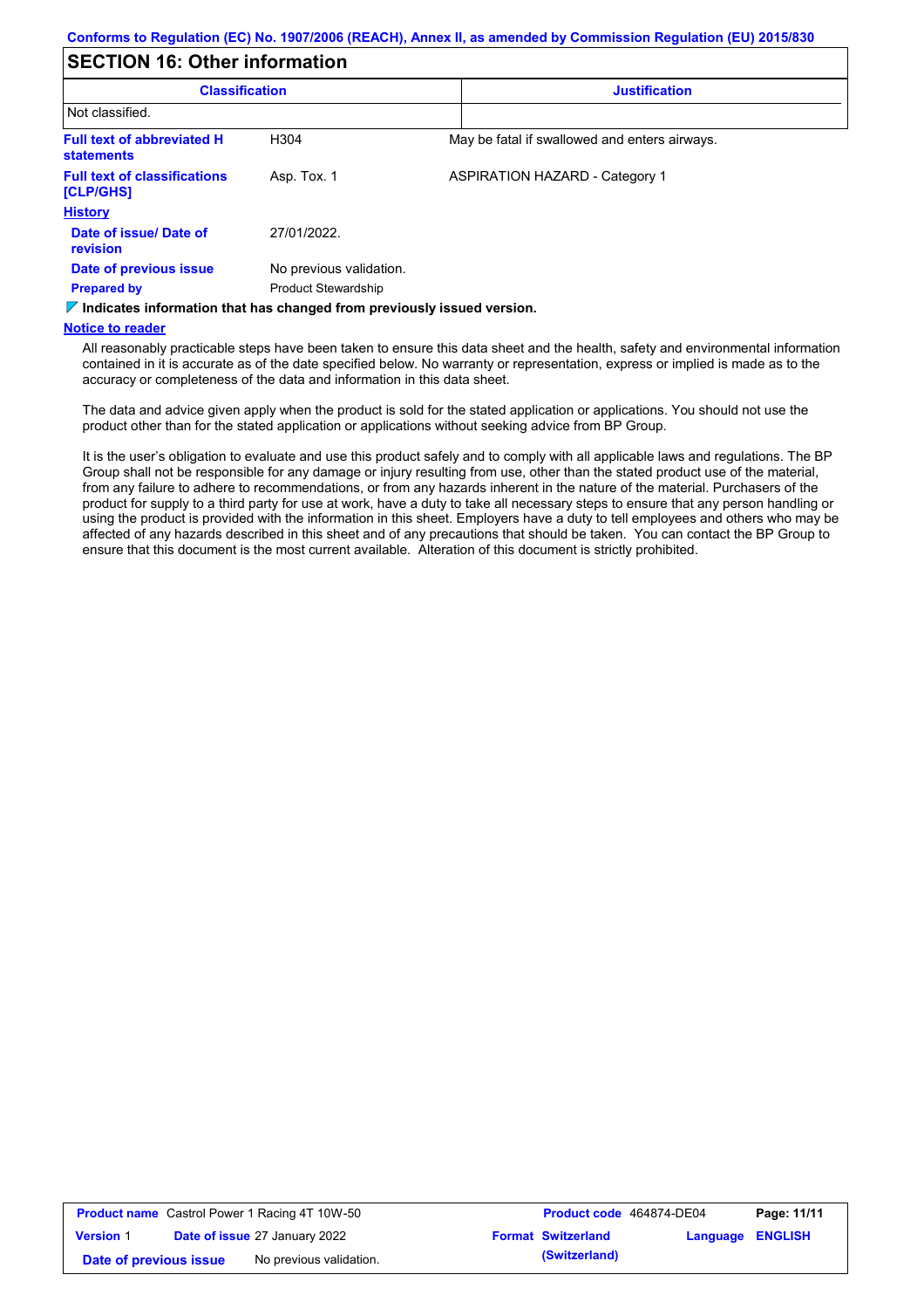Conforms to Regulation (EC) No. 1907/2006 (REACH), Annex II, as amended by Commission Regulation (EU) 2015/830

## SECTION 16: Other information

| Classification | Justification |
| --- | --- |
| Not classified. | |

**Full text of abbreviated H statements** H304 May be fatal if swallowed and enters airways.

**Full text of classifications [CLP/GHS]** Asp. Tox. 1 ASPIRATION HAZARD - Category 1

**History**

**Date of issue/ Date of revision** 27/01/2022.

**Date of previous issue** No previous validation.

**Prepared by** Product Stewardship

**Indicates information that has changed from previously issued version.**

**Notice to reader**

All reasonably practicable steps have been taken to ensure this data sheet and the health, safety and environmental information contained in it is accurate as of the date specified below. No warranty or representation, express or implied is made as to the accuracy or completeness of the data and information in this data sheet.

The data and advice given apply when the product is sold for the stated application or applications. You should not use the product other than for the stated application or applications without seeking advice from BP Group.

It is the user's obligation to evaluate and use this product safely and to comply with all applicable laws and regulations. The BP Group shall not be responsible for any damage or injury resulting from use, other than the stated product use of the material, from any failure to adhere to recommendations, or from any hazards inherent in the nature of the material. Purchasers of the product for supply to a third party for use at work, have a duty to take all necessary steps to ensure that any person handling or using the product is provided with the information in this sheet. Employers have a duty to tell employees and others who may be affected of any hazards described in this sheet and of any precautions that should be taken. You can contact the BP Group to ensure that this document is the most current available. Alteration of this document is strictly prohibited.